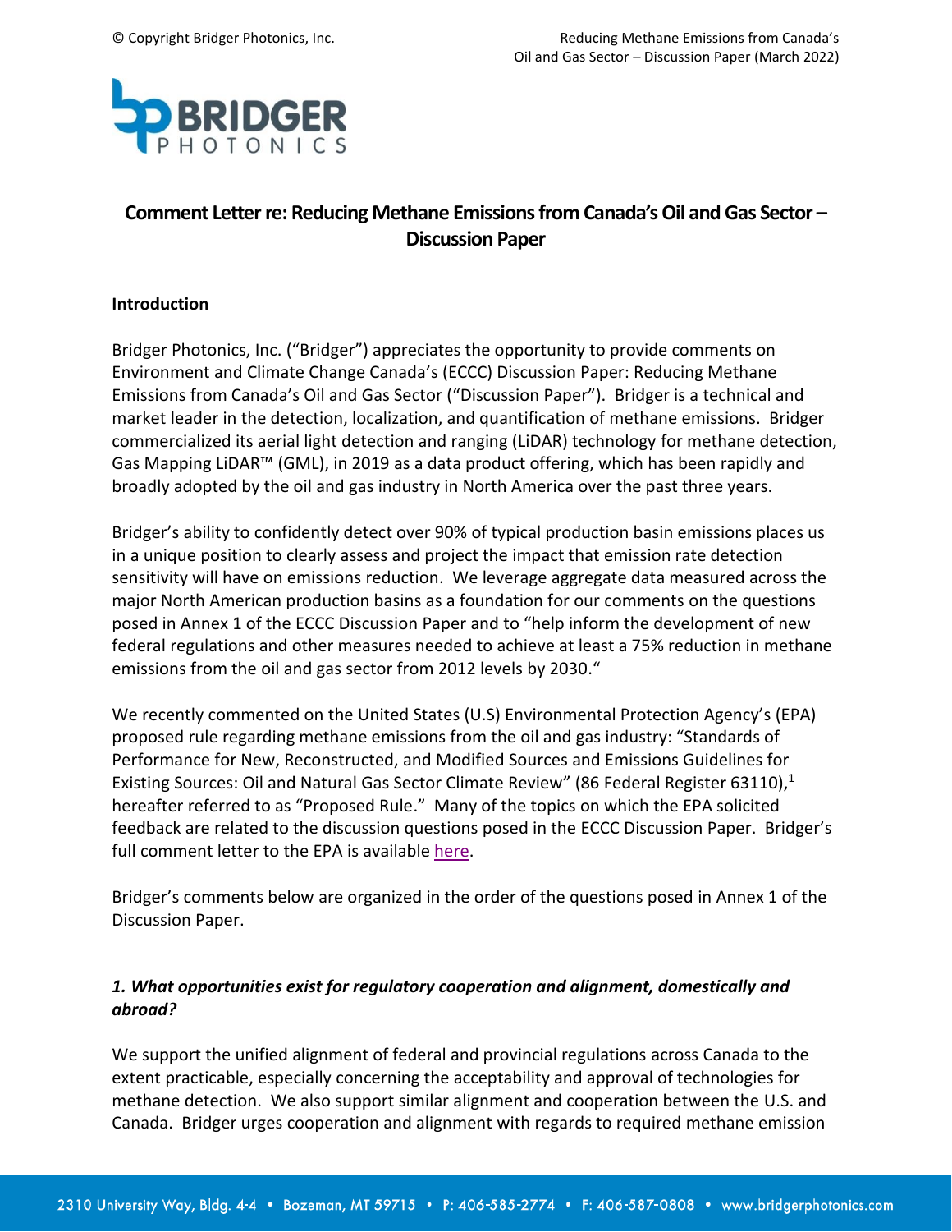# Comment Letter re: Reducing Methane Emissions from Canada's Oil and Gas Sector – Discussion Paper

## Introduction

Bridger Photonics, Inc. ("Bridger") appreciates the opportunity to provide comments on Environment and Climate Change Canada's (ECCC) Discussion Paper: Reducing Methane Emissions from Canada's Oil and Gas Sector ("Discussion Paper"). Bridger is a technical and market leader in the detection, localization, and quantification of methane emissions. Bridger commercialized its aerial light detection and ranging (LiDAR) technology for methane detection, Gas Mapping LiDAR™ (GML), in 2019 as a data product offering, which has been rapidly and broadly adopted by the oil and gas industry in North America over the past three years.

Bridger's ability to confidently detect over 90% of typical production basin emissions places us in a unique position to clearly assess and project the impact that emission rate detection sensitivity will have on emissions reduction. We leverage aggregate data measured across the major North American production basins as a foundation for our comments on the questions posed in Annex 1 of the ECCC Discussion Paper and to "help inform the development of new federal regulations and other measures needed to achieve at least a 75% reduction in methane emissions from the oil and gas sector from 2012 levels by 2030."

We recently commented on the United States (U.S) Environmental Protection Agency's (EPA) proposed rule regarding methane emissions from the oil and gas industry: "Standards of Performance for New, Reconstructed, and Modified Sources and Emissions Guidelines for Existing Sources: Oil and Natural Gas Sector Climate Review" (86 Federal Register 63110),[1] hereafter referred to as "Proposed Rule." Many of the topics on which the EPA solicited feedback are related to the discussion questions posed in the ECCC Discussion Paper. Bridger's full comment letter to the EPA is available here.

Bridger's comments below are organized in the order of the questions posed in Annex 1 of the Discussion Paper.

### *1. What opportunities exist for regulatory cooperation and alignment, domestically and abroad?*

We support the unified alignment of federal and provincial regulations across Canada to the extent practicable, especially concerning the acceptability and approval of technologies for methane detection. We also support similar alignment and cooperation between the U.S. and Canada. Bridger urges cooperation and alignment with regards to required methane emission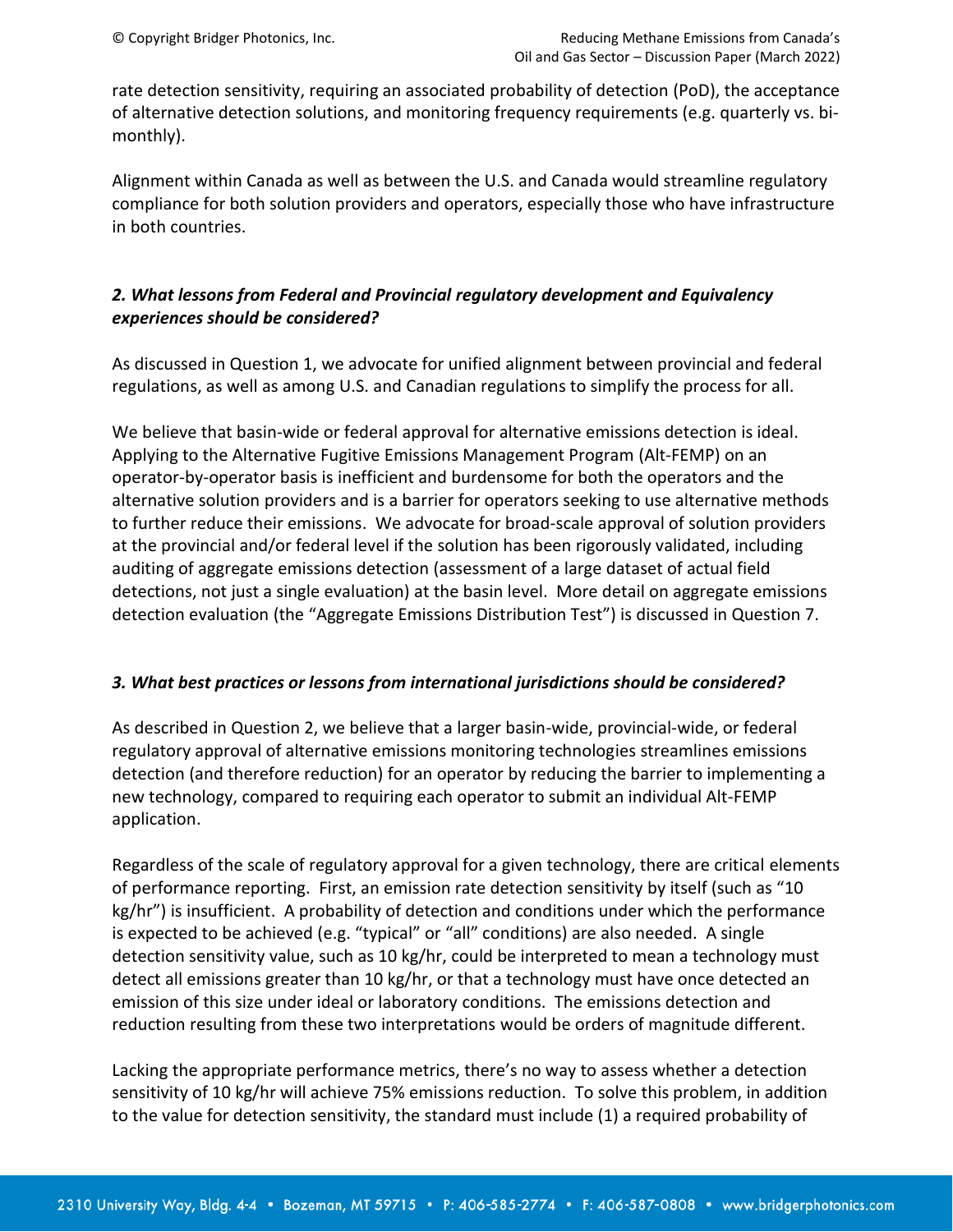rate detection sensitivity, requiring an associated probability of detection (PoD), the acceptance of alternative detection solutions, and monitoring frequency requirements (e.g. quarterly vs. bi-monthly).

Alignment within Canada as well as between the U.S. and Canada would streamline regulatory compliance for both solution providers and operators, especially those who have infrastructure in both countries.

***2. What lessons from Federal and Provincial regulatory development and Equivalency experiences should be considered?***

As discussed in Question 1, we advocate for unified alignment between provincial and federal regulations, as well as among U.S. and Canadian regulations to simplify the process for all.

We believe that basin-wide or federal approval for alternative emissions detection is ideal. Applying to the Alternative Fugitive Emissions Management Program (Alt-FEMP) on an operator-by-operator basis is inefficient and burdensome for both the operators and the alternative solution providers and is a barrier for operators seeking to use alternative methods to further reduce their emissions. We advocate for broad-scale approval of solution providers at the provincial and/or federal level if the solution has been rigorously validated, including auditing of aggregate emissions detection (assessment of a large dataset of actual field detections, not just a single evaluation) at the basin level. More detail on aggregate emissions detection evaluation (the "Aggregate Emissions Distribution Test") is discussed in Question 7.

***3. What best practices or lessons from international jurisdictions should be considered?***

As described in Question 2, we believe that a larger basin-wide, provincial-wide, or federal regulatory approval of alternative emissions monitoring technologies streamlines emissions detection (and therefore reduction) for an operator by reducing the barrier to implementing a new technology, compared to requiring each operator to submit an individual Alt-FEMP application.

Regardless of the scale of regulatory approval for a given technology, there are critical elements of performance reporting. First, an emission rate detection sensitivity by itself (such as "10 kg/hr") is insufficient. A probability of detection and conditions under which the performance is expected to be achieved (e.g. "typical" or "all" conditions) are also needed. A single detection sensitivity value, such as 10 kg/hr, could be interpreted to mean a technology must detect all emissions greater than 10 kg/hr, or that a technology must have once detected an emission of this size under ideal or laboratory conditions. The emissions detection and reduction resulting from these two interpretations would be orders of magnitude different.

Lacking the appropriate performance metrics, there's no way to assess whether a detection sensitivity of 10 kg/hr will achieve 75% emissions reduction. To solve this problem, in addition to the value for detection sensitivity, the standard must include (1) a required probability of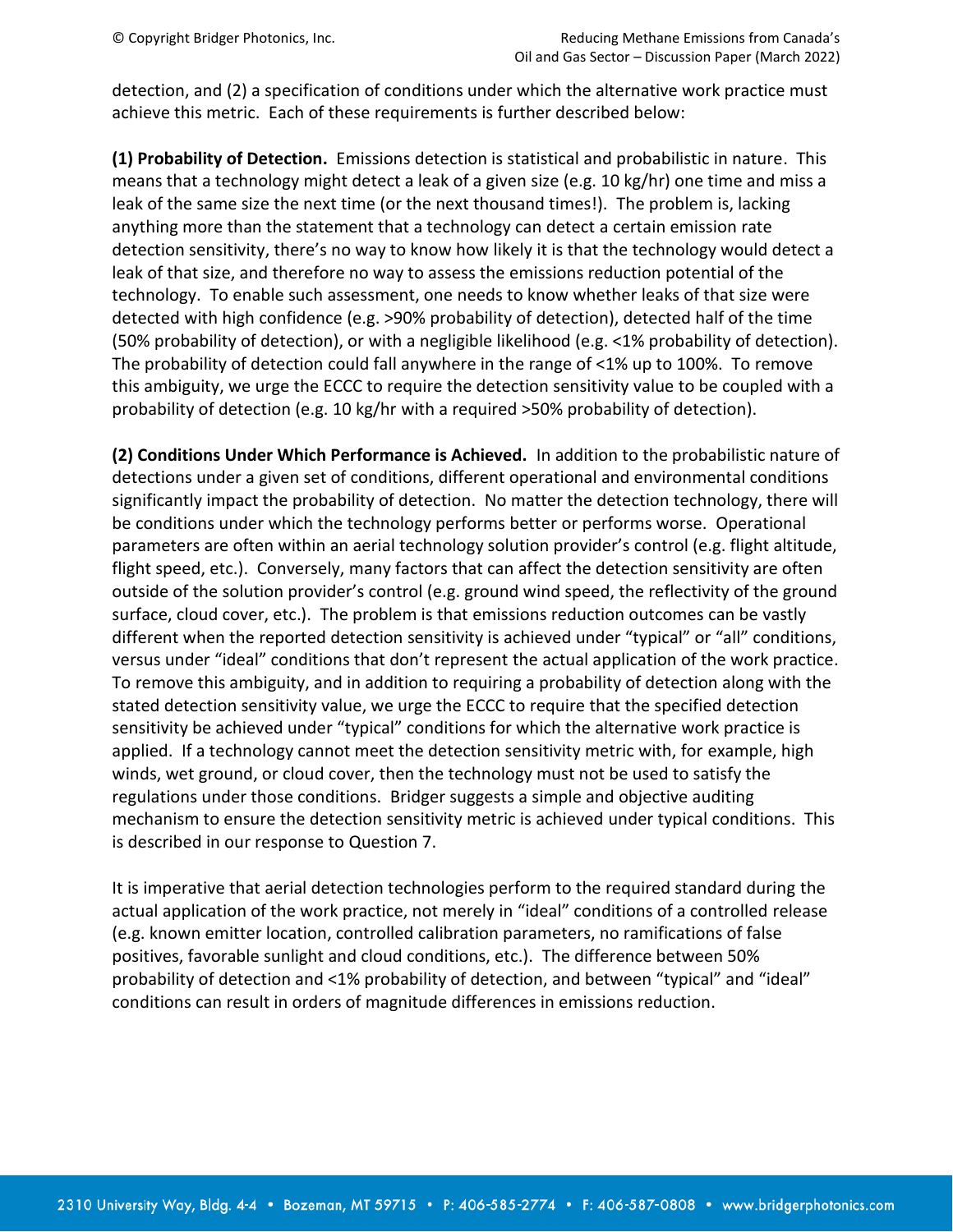detection, and (2) a specification of conditions under which the alternative work practice must achieve this metric. Each of these requirements is further described below:

**(1) Probability of Detection.** Emissions detection is statistical and probabilistic in nature. This means that a technology might detect a leak of a given size (e.g. 10 kg/hr) one time and miss a leak of the same size the next time (or the next thousand times!). The problem is, lacking anything more than the statement that a technology can detect a certain emission rate detection sensitivity, there's no way to know how likely it is that the technology would detect a leak of that size, and therefore no way to assess the emissions reduction potential of the technology. To enable such assessment, one needs to know whether leaks of that size were detected with high confidence (e.g. >90% probability of detection), detected half of the time (50% probability of detection), or with a negligible likelihood (e.g. <1% probability of detection). The probability of detection could fall anywhere in the range of <1% up to 100%. To remove this ambiguity, we urge the ECCC to require the detection sensitivity value to be coupled with a probability of detection (e.g. 10 kg/hr with a required >50% probability of detection).

**(2) Conditions Under Which Performance is Achieved.** In addition to the probabilistic nature of detections under a given set of conditions, different operational and environmental conditions significantly impact the probability of detection. No matter the detection technology, there will be conditions under which the technology performs better or performs worse. Operational parameters are often within an aerial technology solution provider's control (e.g. flight altitude, flight speed, etc.). Conversely, many factors that can affect the detection sensitivity are often outside of the solution provider's control (e.g. ground wind speed, the reflectivity of the ground surface, cloud cover, etc.). The problem is that emissions reduction outcomes can be vastly different when the reported detection sensitivity is achieved under "typical" or "all" conditions, versus under "ideal" conditions that don't represent the actual application of the work practice. To remove this ambiguity, and in addition to requiring a probability of detection along with the stated detection sensitivity value, we urge the ECCC to require that the specified detection sensitivity be achieved under "typical" conditions for which the alternative work practice is applied. If a technology cannot meet the detection sensitivity metric with, for example, high winds, wet ground, or cloud cover, then the technology must not be used to satisfy the regulations under those conditions. Bridger suggests a simple and objective auditing mechanism to ensure the detection sensitivity metric is achieved under typical conditions. This is described in our response to Question 7.

It is imperative that aerial detection technologies perform to the required standard during the actual application of the work practice, not merely in "ideal" conditions of a controlled release (e.g. known emitter location, controlled calibration parameters, no ramifications of false positives, favorable sunlight and cloud conditions, etc.). The difference between 50% probability of detection and <1% probability of detection, and between "typical" and "ideal" conditions can result in orders of magnitude differences in emissions reduction.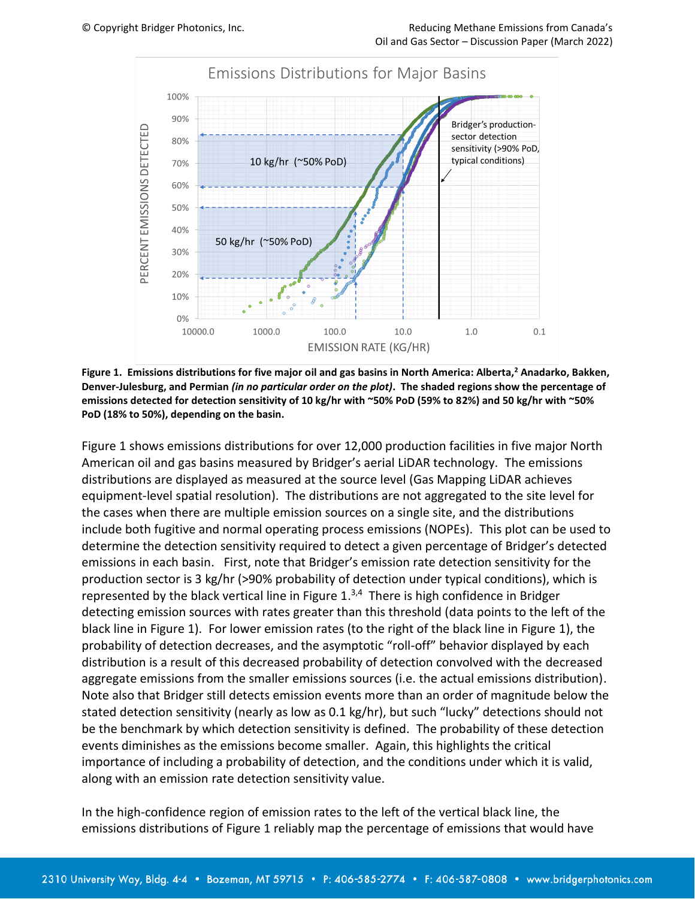**Figure 1. Emissions distributions for five major oil and gas basins in North America: Alberta,[2] Anadarko, Bakken, Denver-Julesburg, and Permian *(in no particular order on the plot)*. The shaded regions show the percentage of emissions detected for detection sensitivity of 10 kg/hr with ~50% PoD (59% to 82%) and 50 kg/hr with ~50% PoD (18% to 50%), depending on the basin.**

Figure 1 shows emissions distributions for over 12,000 production facilities in five major North American oil and gas basins measured by Bridger's aerial LiDAR technology. The emissions distributions are displayed as measured at the source level (Gas Mapping LiDAR achieves equipment-level spatial resolution). The distributions are not aggregated to the site level for the cases when there are multiple emission sources on a single site, and the distributions include both fugitive and normal operating process emissions (NOPEs). This plot can be used to determine the detection sensitivity required to detect a given percentage of Bridger's detected emissions in each basin. First, note that Bridger's emission rate detection sensitivity for the production sector is 3 kg/hr (>90% probability of detection under typical conditions), which is represented by the black vertical line in Figure 1.[3,4] There is high confidence in Bridger detecting emission sources with rates greater than this threshold (data points to the left of the black line in Figure 1). For lower emission rates (to the right of the black line in Figure 1), the probability of detection decreases, and the asymptotic "roll-off" behavior displayed by each distribution is a result of this decreased probability of detection convolved with the decreased aggregate emissions from the smaller emissions sources (i.e. the actual emissions distribution). Note also that Bridger still detects emission events more than an order of magnitude below the stated detection sensitivity (nearly as low as 0.1 kg/hr), but such "lucky" detections should not be the benchmark by which detection sensitivity is defined. The probability of these detection events diminishes as the emissions become smaller. Again, this highlights the critical importance of including a probability of detection, and the conditions under which it is valid, along with an emission rate detection sensitivity value.

In the high-confidence region of emission rates to the left of the vertical black line, the emissions distributions of Figure 1 reliably map the percentage of emissions that would have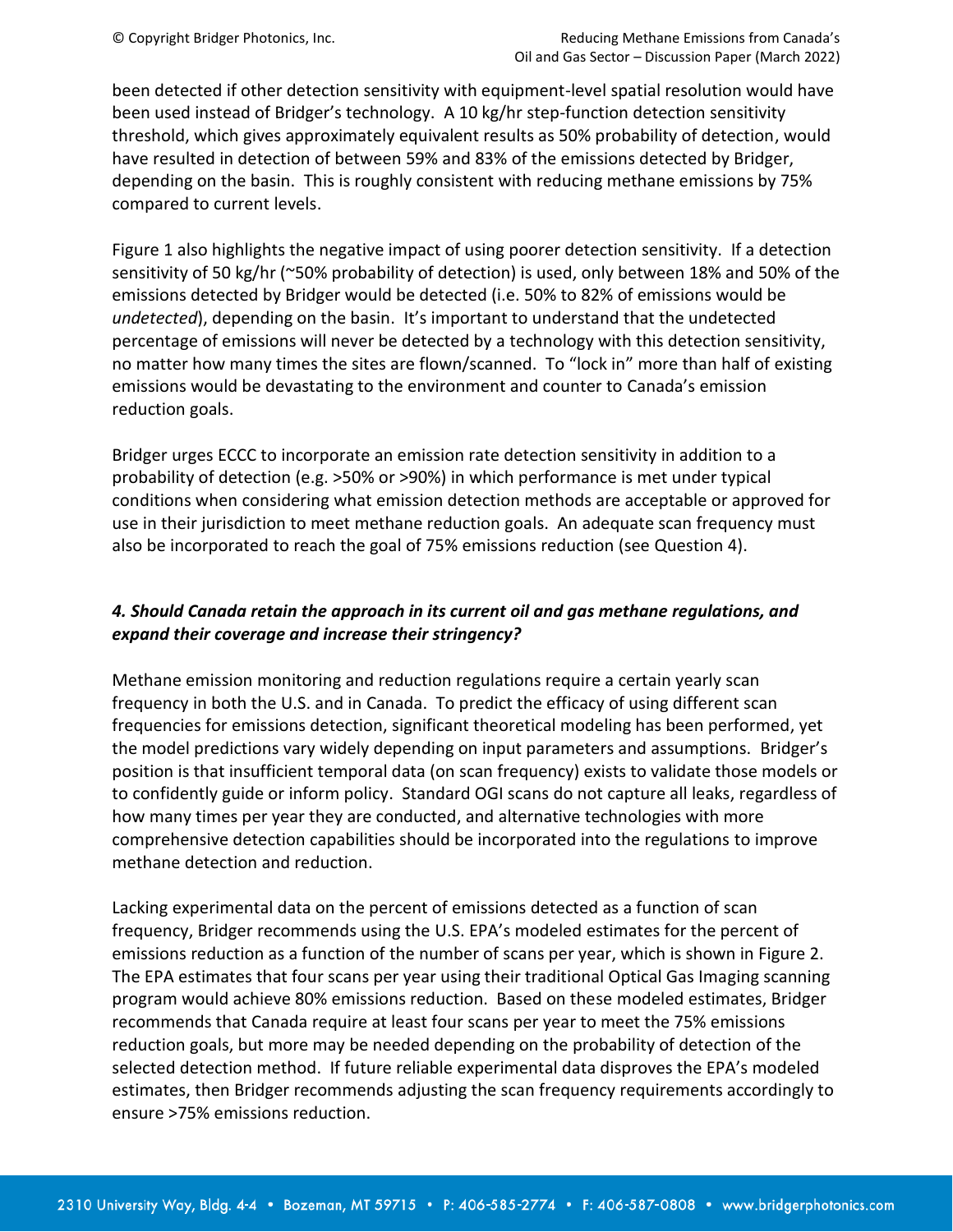been detected if other detection sensitivity with equipment-level spatial resolution would have been used instead of Bridger's technology. A 10 kg/hr step-function detection sensitivity threshold, which gives approximately equivalent results as 50% probability of detection, would have resulted in detection of between 59% and 83% of the emissions detected by Bridger, depending on the basin. This is roughly consistent with reducing methane emissions by 75% compared to current levels.

Figure 1 also highlights the negative impact of using poorer detection sensitivity. If a detection sensitivity of 50 kg/hr (~50% probability of detection) is used, only between 18% and 50% of the emissions detected by Bridger would be detected (i.e. 50% to 82% of emissions would be *undetected*), depending on the basin. It's important to understand that the undetected percentage of emissions will never be detected by a technology with this detection sensitivity, no matter how many times the sites are flown/scanned. To "lock in" more than half of existing emissions would be devastating to the environment and counter to Canada's emission reduction goals.

Bridger urges ECCC to incorporate an emission rate detection sensitivity in addition to a probability of detection (e.g. >50% or >90%) in which performance is met under typical conditions when considering what emission detection methods are acceptable or approved for use in their jurisdiction to meet methane reduction goals. An adequate scan frequency must also be incorporated to reach the goal of 75% emissions reduction (see Question 4).

### *4. Should Canada retain the approach in its current oil and gas methane regulations, and expand their coverage and increase their stringency?*

Methane emission monitoring and reduction regulations require a certain yearly scan frequency in both the U.S. and in Canada. To predict the efficacy of using different scan frequencies for emissions detection, significant theoretical modeling has been performed, yet the model predictions vary widely depending on input parameters and assumptions. Bridger's position is that insufficient temporal data (on scan frequency) exists to validate those models or to confidently guide or inform policy. Standard OGI scans do not capture all leaks, regardless of how many times per year they are conducted, and alternative technologies with more comprehensive detection capabilities should be incorporated into the regulations to improve methane detection and reduction.

Lacking experimental data on the percent of emissions detected as a function of scan frequency, Bridger recommends using the U.S. EPA's modeled estimates for the percent of emissions reduction as a function of the number of scans per year, which is shown in Figure 2. The EPA estimates that four scans per year using their traditional Optical Gas Imaging scanning program would achieve 80% emissions reduction. Based on these modeled estimates, Bridger recommends that Canada require at least four scans per year to meet the 75% emissions reduction goals, but more may be needed depending on the probability of detection of the selected detection method. If future reliable experimental data disproves the EPA's modeled estimates, then Bridger recommends adjusting the scan frequency requirements accordingly to ensure >75% emissions reduction.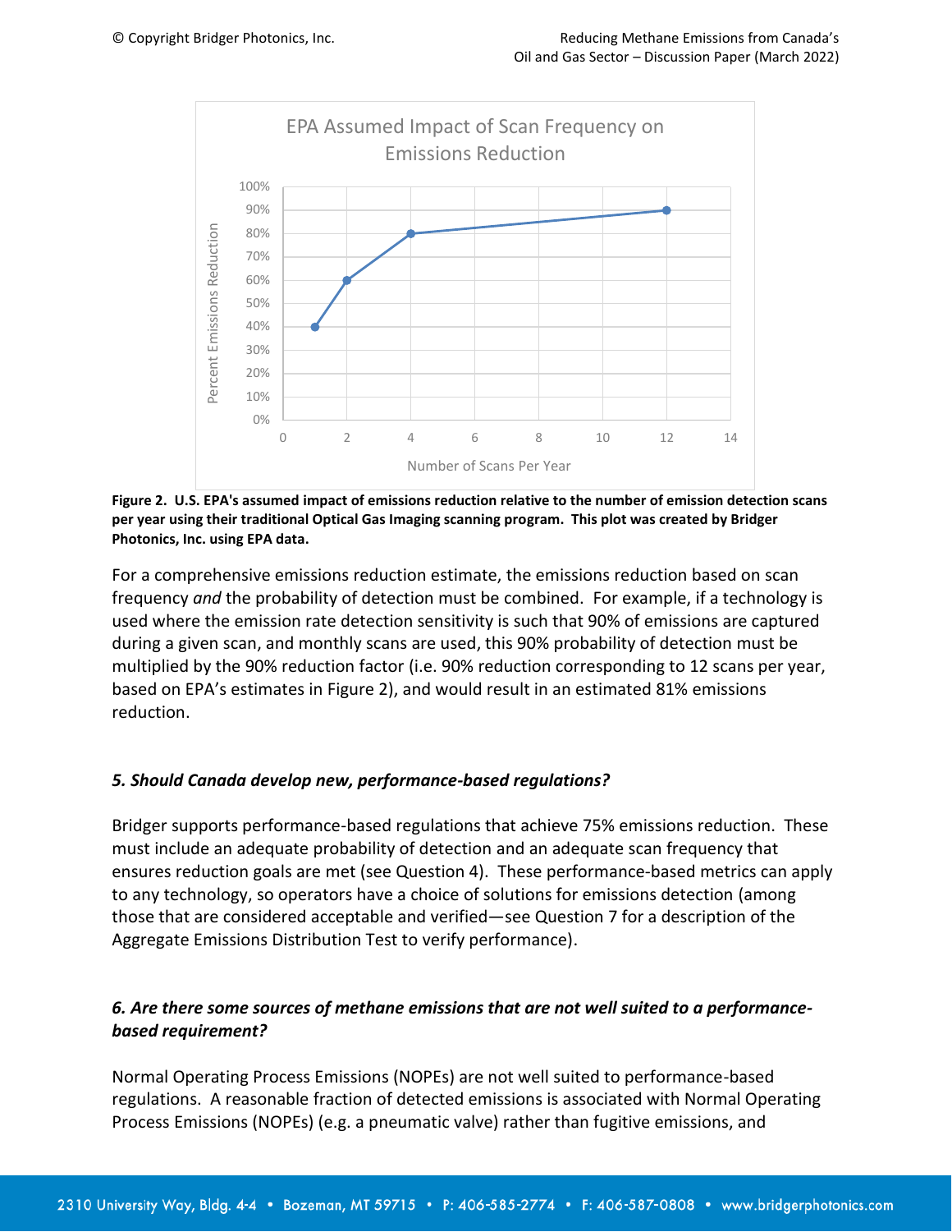**Figure 2. U.S. EPA's assumed impact of emissions reduction relative to the number of emission detection scans per year using their traditional Optical Gas Imaging scanning program. This plot was created by Bridger Photonics, Inc. using EPA data.**

For a comprehensive emissions reduction estimate, the emissions reduction based on scan frequency *and* the probability of detection must be combined. For example, if a technology is used where the emission rate detection sensitivity is such that 90% of emissions are captured during a given scan, and monthly scans are used, this 90% probability of detection must be multiplied by the 90% reduction factor (i.e. 90% reduction corresponding to 12 scans per year, based on EPA's estimates in Figure 2), and would result in an estimated 81% emissions reduction.

### *5. Should Canada develop new, performance-based regulations?*

Bridger supports performance-based regulations that achieve 75% emissions reduction. These must include an adequate probability of detection and an adequate scan frequency that ensures reduction goals are met (see Question 4). These performance-based metrics can apply to any technology, so operators have a choice of solutions for emissions detection (among those that are considered acceptable and verified—see Question 7 for a description of the Aggregate Emissions Distribution Test to verify performance).

### *6. Are there some sources of methane emissions that are not well suited to a performance-based requirement?*

Normal Operating Process Emissions (NOPEs) are not well suited to performance-based regulations. A reasonable fraction of detected emissions is associated with Normal Operating Process Emissions (NOPEs) (e.g. a pneumatic valve) rather than fugitive emissions, and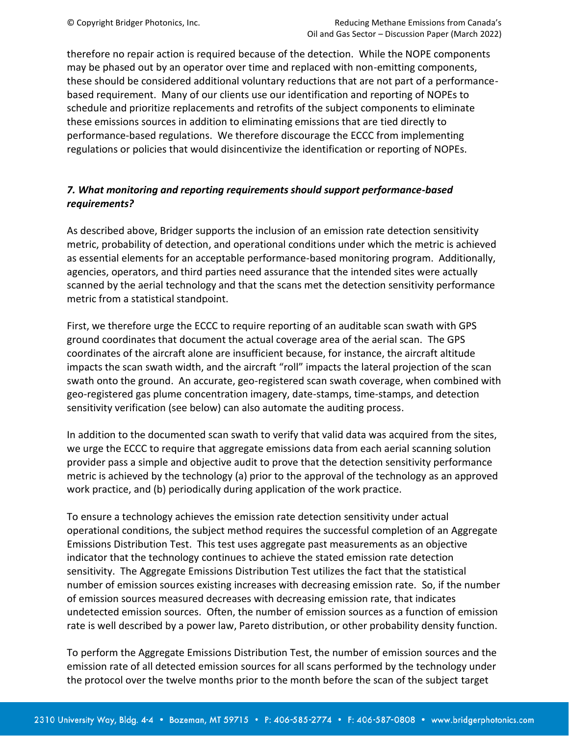therefore no repair action is required because of the detection. While the NOPE components may be phased out by an operator over time and replaced with non-emitting components, these should be considered additional voluntary reductions that are not part of a performance-based requirement. Many of our clients use our identification and reporting of NOPEs to schedule and prioritize replacements and retrofits of the subject components to eliminate these emissions sources in addition to eliminating emissions that are tied directly to performance-based regulations. We therefore discourage the ECCC from implementing regulations or policies that would disincentivize the identification or reporting of NOPEs.

***7. What monitoring and reporting requirements should support performance-based requirements?***

As described above, Bridger supports the inclusion of an emission rate detection sensitivity metric, probability of detection, and operational conditions under which the metric is achieved as essential elements for an acceptable performance-based monitoring program. Additionally, agencies, operators, and third parties need assurance that the intended sites were actually scanned by the aerial technology and that the scans met the detection sensitivity performance metric from a statistical standpoint.

First, we therefore urge the ECCC to require reporting of an auditable scan swath with GPS ground coordinates that document the actual coverage area of the aerial scan. The GPS coordinates of the aircraft alone are insufficient because, for instance, the aircraft altitude impacts the scan swath width, and the aircraft "roll" impacts the lateral projection of the scan swath onto the ground. An accurate, geo-registered scan swath coverage, when combined with geo-registered gas plume concentration imagery, date-stamps, time-stamps, and detection sensitivity verification (see below) can also automate the auditing process.

In addition to the documented scan swath to verify that valid data was acquired from the sites, we urge the ECCC to require that aggregate emissions data from each aerial scanning solution provider pass a simple and objective audit to prove that the detection sensitivity performance metric is achieved by the technology (a) prior to the approval of the technology as an approved work practice, and (b) periodically during application of the work practice.

To ensure a technology achieves the emission rate detection sensitivity under actual operational conditions, the subject method requires the successful completion of an Aggregate Emissions Distribution Test. This test uses aggregate past measurements as an objective indicator that the technology continues to achieve the stated emission rate detection sensitivity. The Aggregate Emissions Distribution Test utilizes the fact that the statistical number of emission sources existing increases with decreasing emission rate. So, if the number of emission sources measured decreases with decreasing emission rate, that indicates undetected emission sources. Often, the number of emission sources as a function of emission rate is well described by a power law, Pareto distribution, or other probability density function.

To perform the Aggregate Emissions Distribution Test, the number of emission sources and the emission rate of all detected emission sources for all scans performed by the technology under the protocol over the twelve months prior to the month before the scan of the subject target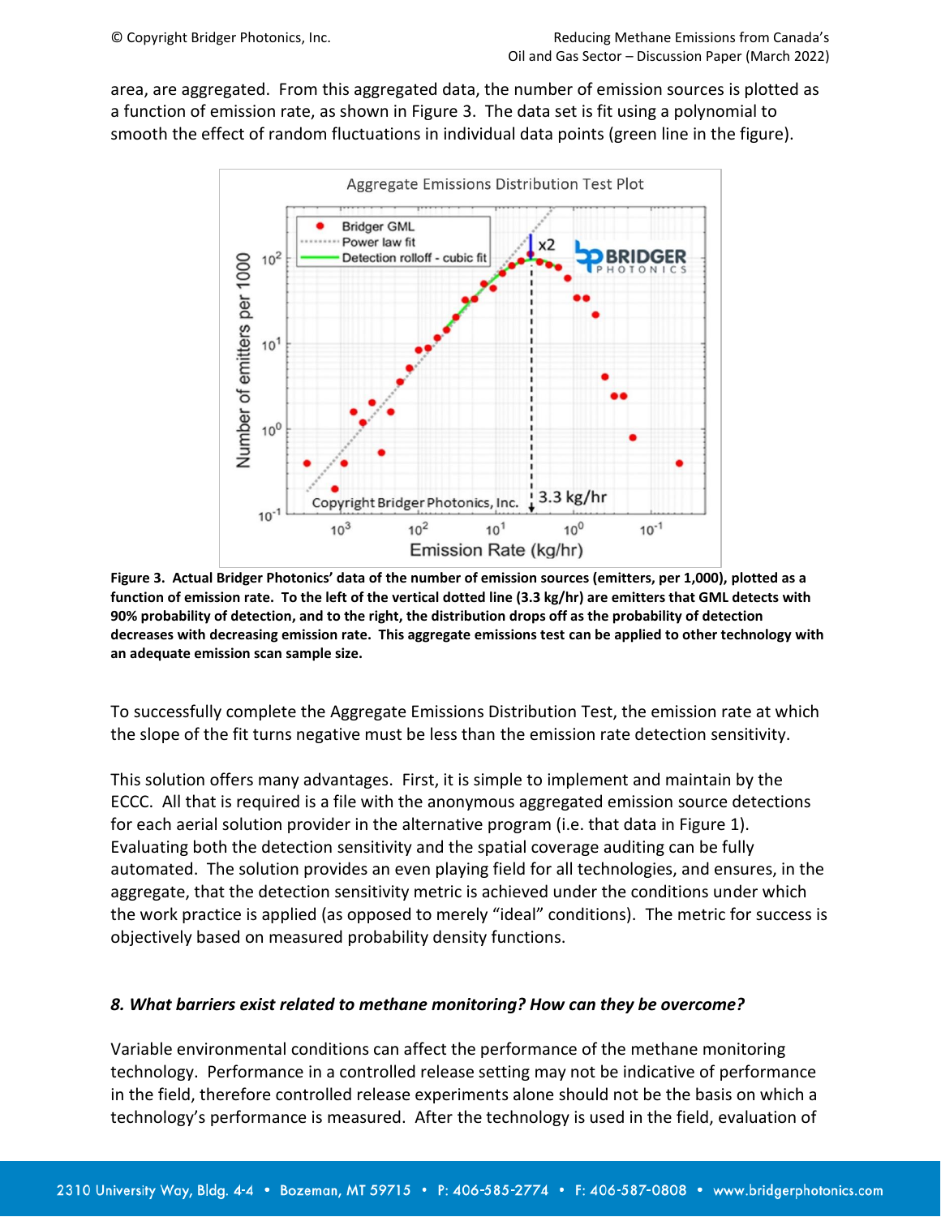area, are aggregated. From this aggregated data, the number of emission sources is plotted as a function of emission rate, as shown in Figure 3. The data set is fit using a polynomial to smooth the effect of random fluctuations in individual data points (green line in the figure).

**Figure 3. Actual Bridger Photonics' data of the number of emission sources (emitters, per 1,000), plotted as a function of emission rate. To the left of the vertical dotted line (3.3 kg/hr) are emitters that GML detects with 90% probability of detection, and to the right, the distribution drops off as the probability of detection decreases with decreasing emission rate. This aggregate emissions test can be applied to other technology with an adequate emission scan sample size.**

To successfully complete the Aggregate Emissions Distribution Test, the emission rate at which the slope of the fit turns negative must be less than the emission rate detection sensitivity.

This solution offers many advantages. First, it is simple to implement and maintain by the ECCC. All that is required is a file with the anonymous aggregated emission source detections for each aerial solution provider in the alternative program (i.e. that data in Figure 1). Evaluating both the detection sensitivity and the spatial coverage auditing can be fully automated. The solution provides an even playing field for all technologies, and ensures, in the aggregate, that the detection sensitivity metric is achieved under the conditions under which the work practice is applied (as opposed to merely "ideal" conditions). The metric for success is objectively based on measured probability density functions.

### *8. What barriers exist related to methane monitoring? How can they be overcome?*

Variable environmental conditions can affect the performance of the methane monitoring technology. Performance in a controlled release setting may not be indicative of performance in the field, therefore controlled release experiments alone should not be the basis on which a technology's performance is measured. After the technology is used in the field, evaluation of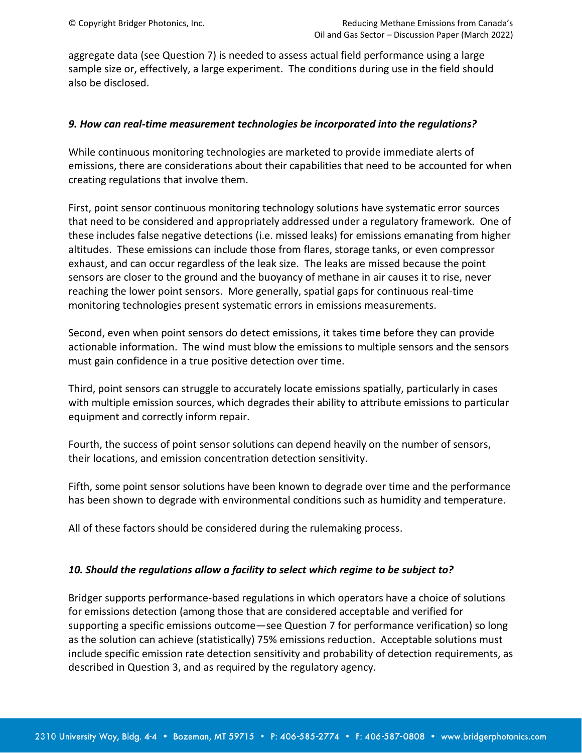aggregate data (see Question 7) is needed to assess actual field performance using a large sample size or, effectively, a large experiment. The conditions during use in the field should also be disclosed.

### *9. How can real-time measurement technologies be incorporated into the regulations?*

While continuous monitoring technologies are marketed to provide immediate alerts of emissions, there are considerations about their capabilities that need to be accounted for when creating regulations that involve them.

First, point sensor continuous monitoring technology solutions have systematic error sources that need to be considered and appropriately addressed under a regulatory framework. One of these includes false negative detections (i.e. missed leaks) for emissions emanating from higher altitudes. These emissions can include those from flares, storage tanks, or even compressor exhaust, and can occur regardless of the leak size. The leaks are missed because the point sensors are closer to the ground and the buoyancy of methane in air causes it to rise, never reaching the lower point sensors. More generally, spatial gaps for continuous real-time monitoring technologies present systematic errors in emissions measurements.

Second, even when point sensors do detect emissions, it takes time before they can provide actionable information. The wind must blow the emissions to multiple sensors and the sensors must gain confidence in a true positive detection over time.

Third, point sensors can struggle to accurately locate emissions spatially, particularly in cases with multiple emission sources, which degrades their ability to attribute emissions to particular equipment and correctly inform repair.

Fourth, the success of point sensor solutions can depend heavily on the number of sensors, their locations, and emission concentration detection sensitivity.

Fifth, some point sensor solutions have been known to degrade over time and the performance has been shown to degrade with environmental conditions such as humidity and temperature.

All of these factors should be considered during the rulemaking process.

### *10. Should the regulations allow a facility to select which regime to be subject to?*

Bridger supports performance-based regulations in which operators have a choice of solutions for emissions detection (among those that are considered acceptable and verified for supporting a specific emissions outcome—see Question 7 for performance verification) so long as the solution can achieve (statistically) 75% emissions reduction. Acceptable solutions must include specific emission rate detection sensitivity and probability of detection requirements, as described in Question 3, and as required by the regulatory agency.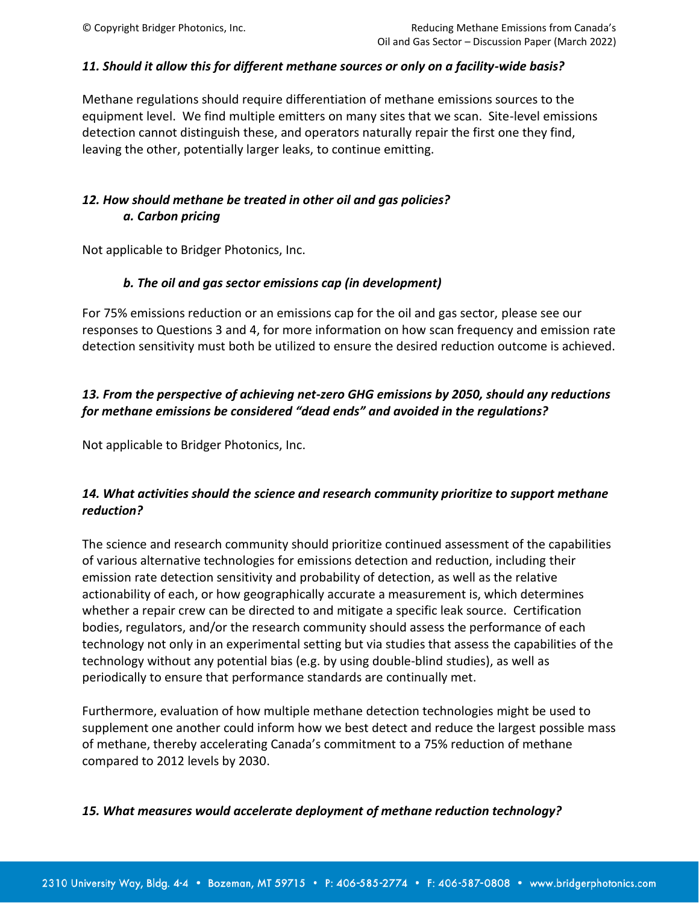***11. Should it allow this for different methane sources or only on a facility-wide basis?***

Methane regulations should require differentiation of methane emissions sources to the equipment level. We find multiple emitters on many sites that we scan. Site-level emissions detection cannot distinguish these, and operators naturally repair the first one they find, leaving the other, potentially larger leaks, to continue emitting.

***12. How should methane be treated in other oil and gas policies?***
***a. Carbon pricing***

Not applicable to Bridger Photonics, Inc.

***b. The oil and gas sector emissions cap (in development)***

For 75% emissions reduction or an emissions cap for the oil and gas sector, please see our responses to Questions 3 and 4, for more information on how scan frequency and emission rate detection sensitivity must both be utilized to ensure the desired reduction outcome is achieved.

***13. From the perspective of achieving net-zero GHG emissions by 2050, should any reductions for methane emissions be considered "dead ends" and avoided in the regulations?***

Not applicable to Bridger Photonics, Inc.

***14. What activities should the science and research community prioritize to support methane reduction?***

The science and research community should prioritize continued assessment of the capabilities of various alternative technologies for emissions detection and reduction, including their emission rate detection sensitivity and probability of detection, as well as the relative actionability of each, or how geographically accurate a measurement is, which determines whether a repair crew can be directed to and mitigate a specific leak source. Certification bodies, regulators, and/or the research community should assess the performance of each technology not only in an experimental setting but via studies that assess the capabilities of the technology without any potential bias (e.g. by using double-blind studies), as well as periodically to ensure that performance standards are continually met.

Furthermore, evaluation of how multiple methane detection technologies might be used to supplement one another could inform how we best detect and reduce the largest possible mass of methane, thereby accelerating Canada's commitment to a 75% reduction of methane compared to 2012 levels by 2030.

***15. What measures would accelerate deployment of methane reduction technology?***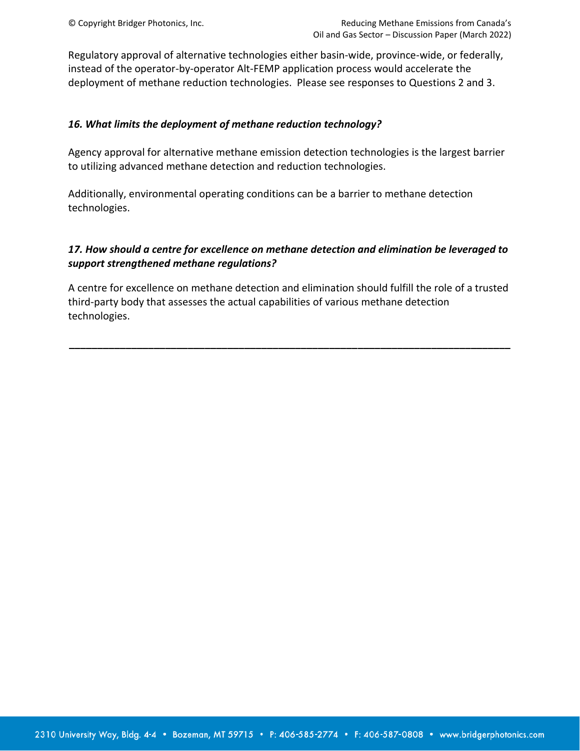Regulatory approval of alternative technologies either basin-wide, province-wide, or federally, instead of the operator-by-operator Alt-FEMP application process would accelerate the deployment of methane reduction technologies. Please see responses to Questions 2 and 3.

***16. What limits the deployment of methane reduction technology?***

Agency approval for alternative methane emission detection technologies is the largest barrier to utilizing advanced methane detection and reduction technologies.

Additionally, environmental operating conditions can be a barrier to methane detection technologies.

***17. How should a centre for excellence on methane detection and elimination be leveraged to support strengthened methane regulations?***

A centre for excellence on methane detection and elimination should fulfill the role of a trusted third-party body that assesses the actual capabilities of various methane detection technologies.

---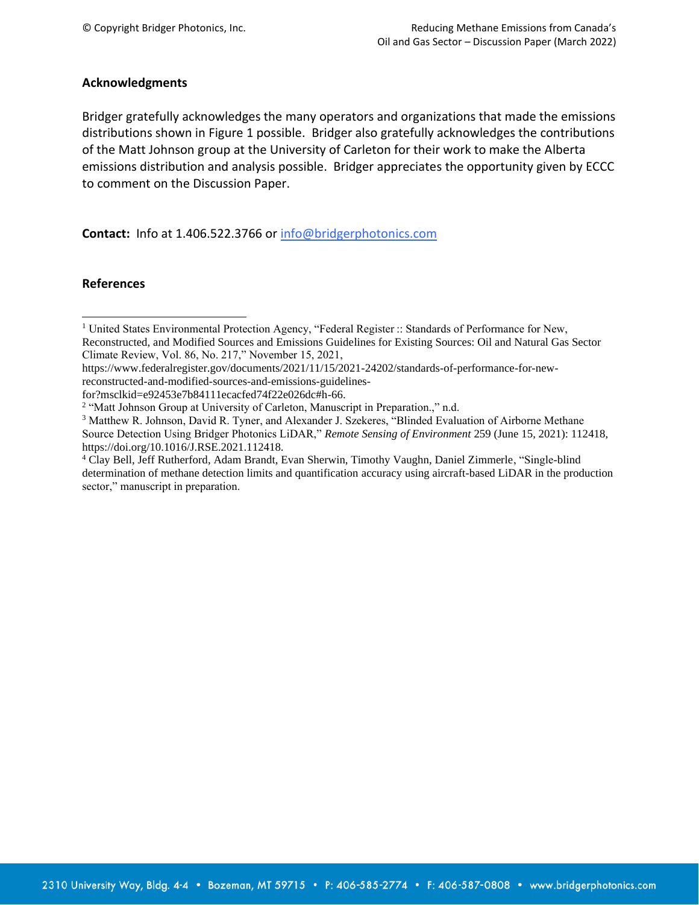**Acknowledgments**

Bridger gratefully acknowledges the many operators and organizations that made the emissions distributions shown in Figure 1 possible. Bridger also gratefully acknowledges the contributions of the Matt Johnson group at the University of Carleton for their work to make the Alberta emissions distribution and analysis possible. Bridger appreciates the opportunity given by ECCC to comment on the Discussion Paper.

**Contact:** Info at 1.406.522.3766 or info@bridgerphotonics.com

**References**

[1] United States Environmental Protection Agency, "Federal Register :: Standards of Performance for New, Reconstructed, and Modified Sources and Emissions Guidelines for Existing Sources: Oil and Natural Gas Sector Climate Review, Vol. 86, No. 217," November 15, 2021, https://www.federalregister.gov/documents/2021/11/15/2021-24202/standards-of-performance-for-new-reconstructed-and-modified-sources-and-emissions-guidelines-for?msclkid=e92453e7b84111ecacfed74f22e026dc#h-66.

[2] "Matt Johnson Group at University of Carleton, Manuscript in Preparation.," n.d.

[3] Matthew R. Johnson, David R. Tyner, and Alexander J. Szekeres, "Blinded Evaluation of Airborne Methane Source Detection Using Bridger Photonics LiDAR," *Remote Sensing of Environment* 259 (June 15, 2021): 112418, https://doi.org/10.1016/J.RSE.2021.112418.

[4] Clay Bell, Jeff Rutherford, Adam Brandt, Evan Sherwin, Timothy Vaughn, Daniel Zimmerle, "Single-blind determination of methane detection limits and quantification accuracy using aircraft-based LiDAR in the production sector," manuscript in preparation.